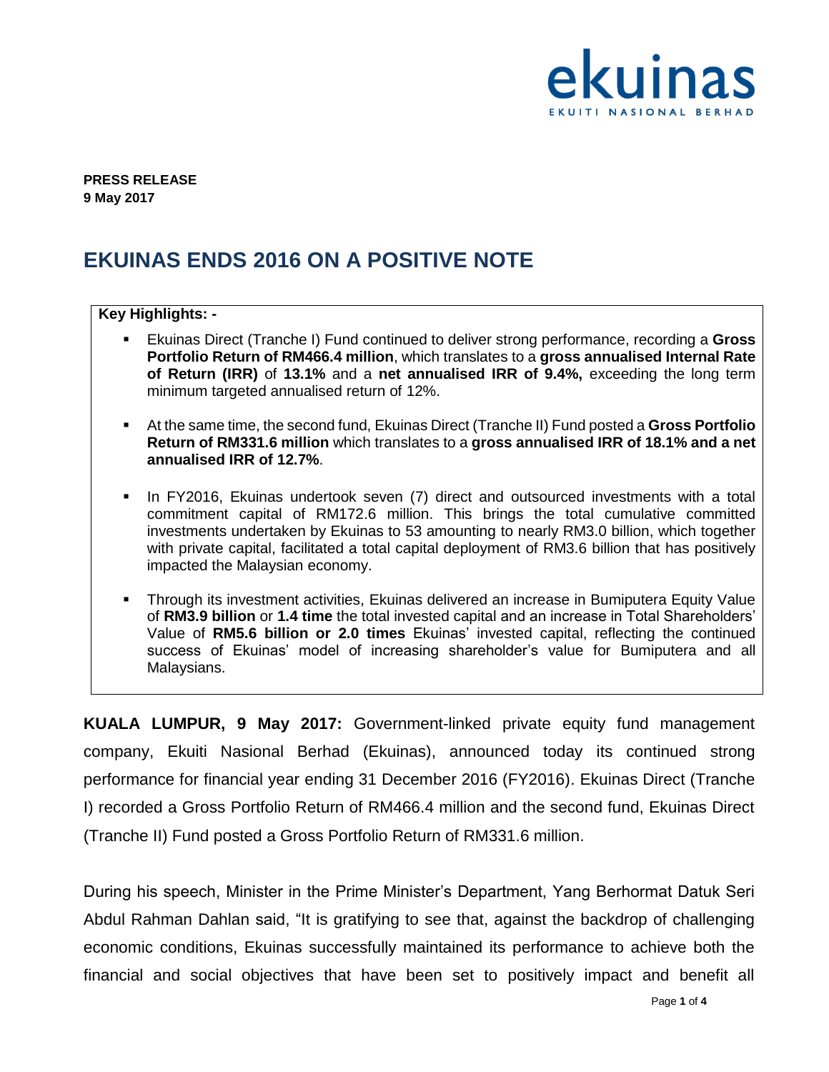**PRESS RELEASE**
**9 May 2017**

# EKUINAS ENDS 2016 ON A POSITIVE NOTE

**Key Highlights: -**

- Ekuinas Direct (Tranche I) Fund continued to deliver strong performance, recording a **Gross Portfolio Return of RM466.4 million**, which translates to a **gross annualised Internal Rate of Return (IRR)** of **13.1%** and a **net annualised IRR of 9.4%,** exceeding the long term minimum targeted annualised return of 12%.

- At the same time, the second fund, Ekuinas Direct (Tranche II) Fund posted a **Gross Portfolio Return of RM331.6 million** which translates to a **gross annualised IRR of 18.1% and a net annualised IRR of 12.7%**.

- In FY2016, Ekuinas undertook seven (7) direct and outsourced investments with a total commitment capital of RM172.6 million. This brings the total cumulative committed investments undertaken by Ekuinas to 53 amounting to nearly RM3.0 billion, which together with private capital, facilitated a total capital deployment of RM3.6 billion that has positively impacted the Malaysian economy.

- Through its investment activities, Ekuinas delivered an increase in Bumiputera Equity Value of **RM3.9 billion** or **1.4 time** the total invested capital and an increase in Total Shareholders' Value of **RM5.6 billion or 2.0 times** Ekuinas' invested capital, reflecting the continued success of Ekuinas' model of increasing shareholder's value for Bumiputera and all Malaysians.

**KUALA LUMPUR, 9 May 2017:** Government-linked private equity fund management company, Ekuiti Nasional Berhad (Ekuinas), announced today its continued strong performance for financial year ending 31 December 2016 (FY2016). Ekuinas Direct (Tranche I) recorded a Gross Portfolio Return of RM466.4 million and the second fund, Ekuinas Direct (Tranche II) Fund posted a Gross Portfolio Return of RM331.6 million.

During his speech, Minister in the Prime Minister's Department, Yang Berhormat Datuk Seri Abdul Rahman Dahlan said, "It is gratifying to see that, against the backdrop of challenging economic conditions, Ekuinas successfully maintained its performance to achieve both the financial and social objectives that have been set to positively impact and benefit all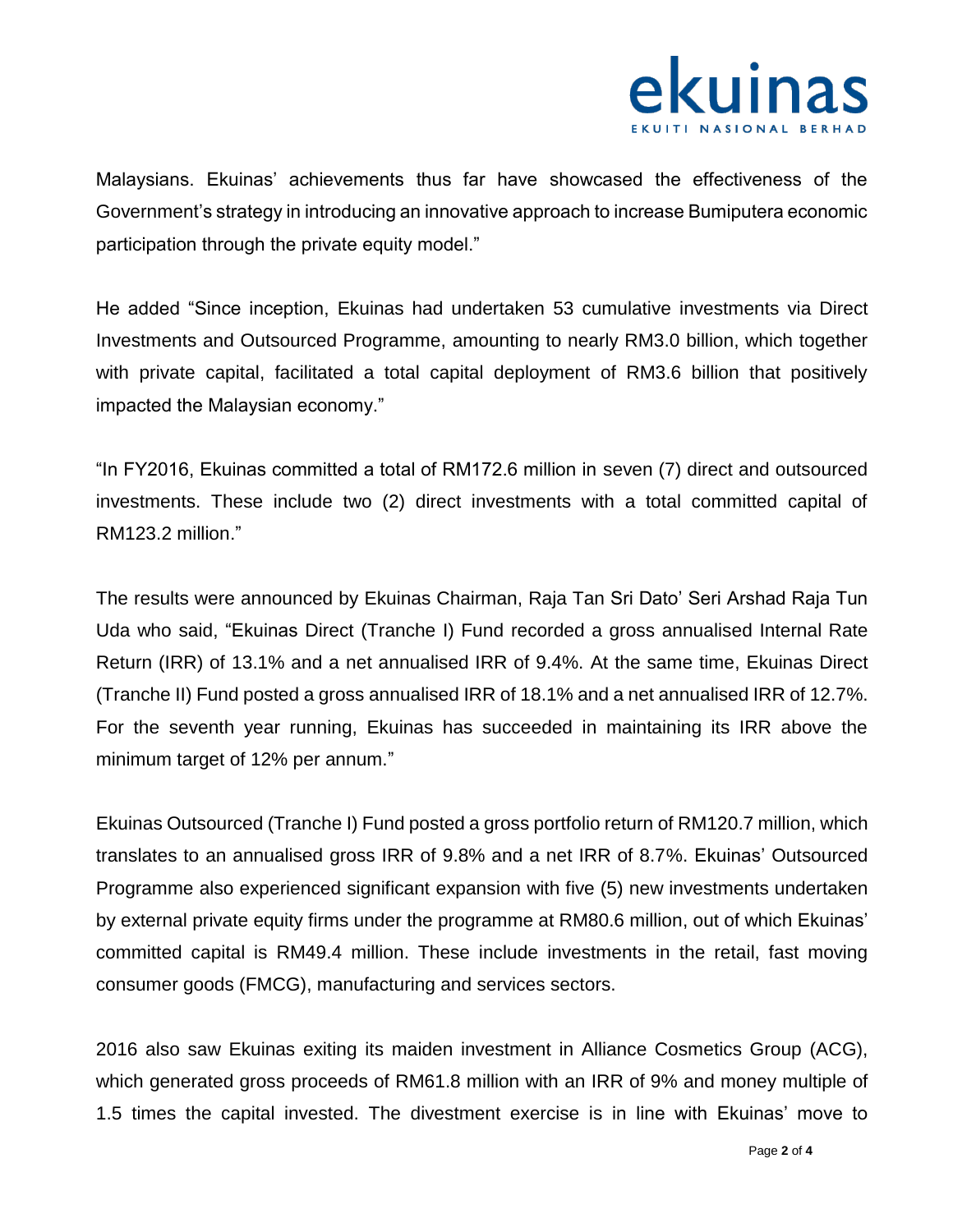Malaysians. Ekuinas' achievements thus far have showcased the effectiveness of the Government's strategy in introducing an innovative approach to increase Bumiputera economic participation through the private equity model."

He added "Since inception, Ekuinas had undertaken 53 cumulative investments via Direct Investments and Outsourced Programme, amounting to nearly RM3.0 billion, which together with private capital, facilitated a total capital deployment of RM3.6 billion that positively impacted the Malaysian economy."

"In FY2016, Ekuinas committed a total of RM172.6 million in seven (7) direct and outsourced investments. These include two (2) direct investments with a total committed capital of RM123.2 million."

The results were announced by Ekuinas Chairman, Raja Tan Sri Dato' Seri Arshad Raja Tun Uda who said, "Ekuinas Direct (Tranche I) Fund recorded a gross annualised Internal Rate Return (IRR) of 13.1% and a net annualised IRR of 9.4%. At the same time, Ekuinas Direct (Tranche II) Fund posted a gross annualised IRR of 18.1% and a net annualised IRR of 12.7%. For the seventh year running, Ekuinas has succeeded in maintaining its IRR above the minimum target of 12% per annum."

Ekuinas Outsourced (Tranche I) Fund posted a gross portfolio return of RM120.7 million, which translates to an annualised gross IRR of 9.8% and a net IRR of 8.7%. Ekuinas' Outsourced Programme also experienced significant expansion with five (5) new investments undertaken by external private equity firms under the programme at RM80.6 million, out of which Ekuinas' committed capital is RM49.4 million. These include investments in the retail, fast moving consumer goods (FMCG), manufacturing and services sectors.

2016 also saw Ekuinas exiting its maiden investment in Alliance Cosmetics Group (ACG), which generated gross proceeds of RM61.8 million with an IRR of 9% and money multiple of 1.5 times the capital invested. The divestment exercise is in line with Ekuinas' move to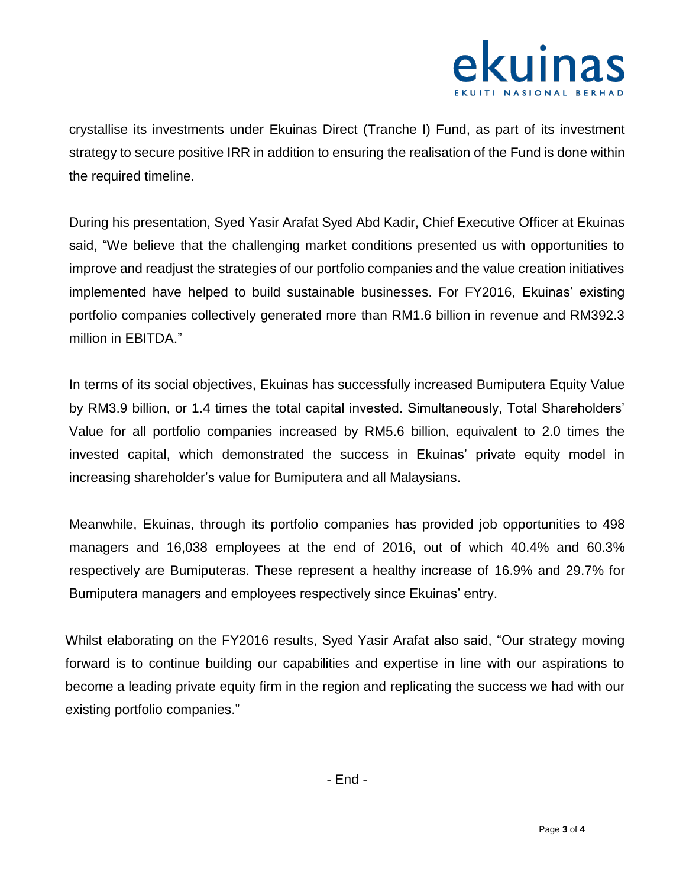crystallise its investments under Ekuinas Direct (Tranche I) Fund, as part of its investment strategy to secure positive IRR in addition to ensuring the realisation of the Fund is done within the required timeline.

During his presentation, Syed Yasir Arafat Syed Abd Kadir, Chief Executive Officer at Ekuinas said, "We believe that the challenging market conditions presented us with opportunities to improve and readjust the strategies of our portfolio companies and the value creation initiatives implemented have helped to build sustainable businesses. For FY2016, Ekuinas' existing portfolio companies collectively generated more than RM1.6 billion in revenue and RM392.3 million in EBITDA."

In terms of its social objectives, Ekuinas has successfully increased Bumiputera Equity Value by RM3.9 billion, or 1.4 times the total capital invested. Simultaneously, Total Shareholders' Value for all portfolio companies increased by RM5.6 billion, equivalent to 2.0 times the invested capital, which demonstrated the success in Ekuinas' private equity model in increasing shareholder's value for Bumiputera and all Malaysians.

Meanwhile, Ekuinas, through its portfolio companies has provided job opportunities to 498 managers and 16,038 employees at the end of 2016, out of which 40.4% and 60.3% respectively are Bumiputeras. These represent a healthy increase of 16.9% and 29.7% for Bumiputera managers and employees respectively since Ekuinas' entry.

Whilst elaborating on the FY2016 results, Syed Yasir Arafat also said, "Our strategy moving forward is to continue building our capabilities and expertise in line with our aspirations to become a leading private equity firm in the region and replicating the success we had with our existing portfolio companies."

- End -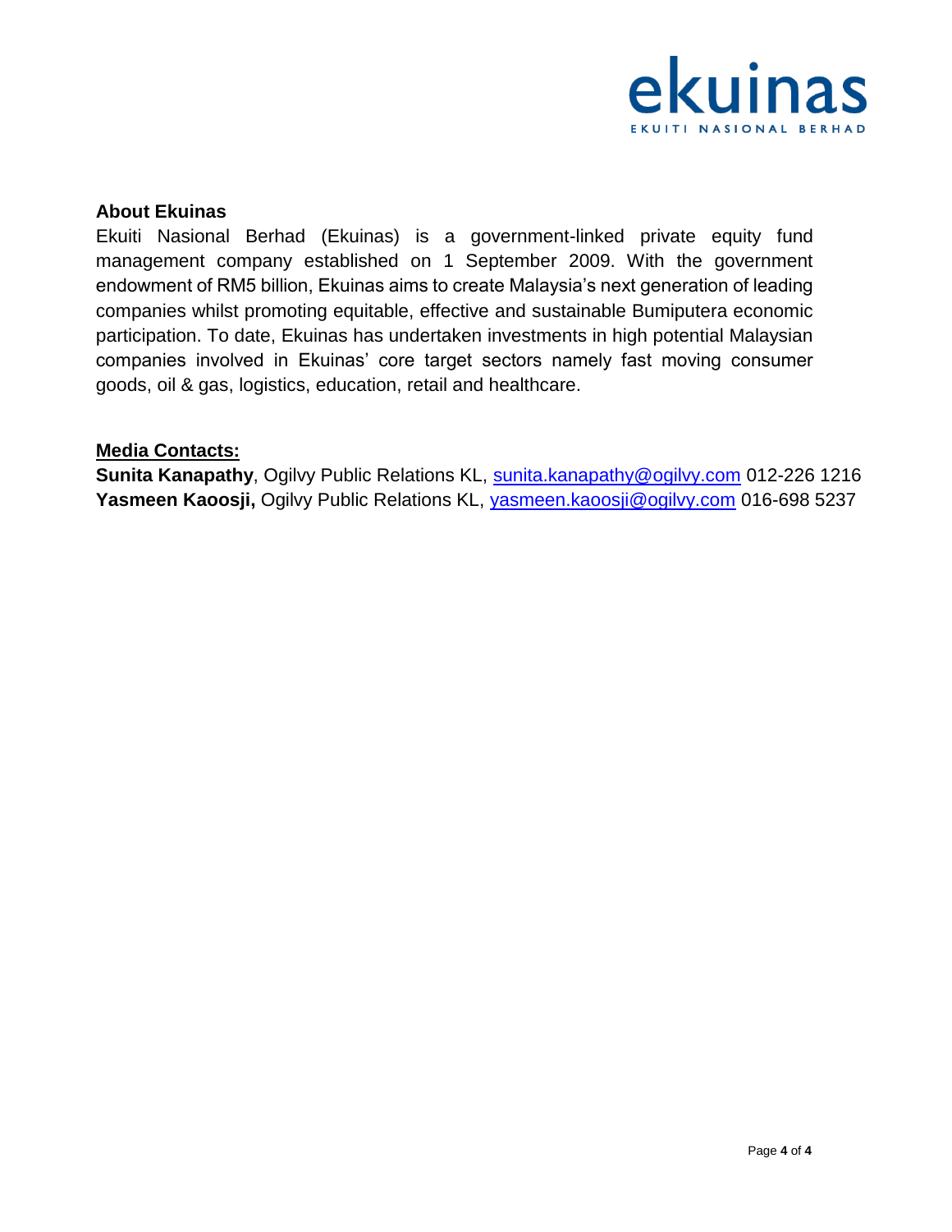## About Ekuinas

Ekuiti Nasional Berhad (Ekuinas) is a government-linked private equity fund management company established on 1 September 2009. With the government endowment of RM5 billion, Ekuinas aims to create Malaysia's next generation of leading companies whilst promoting equitable, effective and sustainable Bumiputera economic participation. To date, Ekuinas has undertaken investments in high potential Malaysian companies involved in Ekuinas' core target sectors namely fast moving consumer goods, oil & gas, logistics, education, retail and healthcare.

**Media Contacts:**

**Sunita Kanapathy**, Ogilvy Public Relations KL, sunita.kanapathy@ogilvy.com 012-226 1216
**Yasmeen Kaoosji,** Ogilvy Public Relations KL, yasmeen.kaoosji@ogilvy.com 016-698 5237